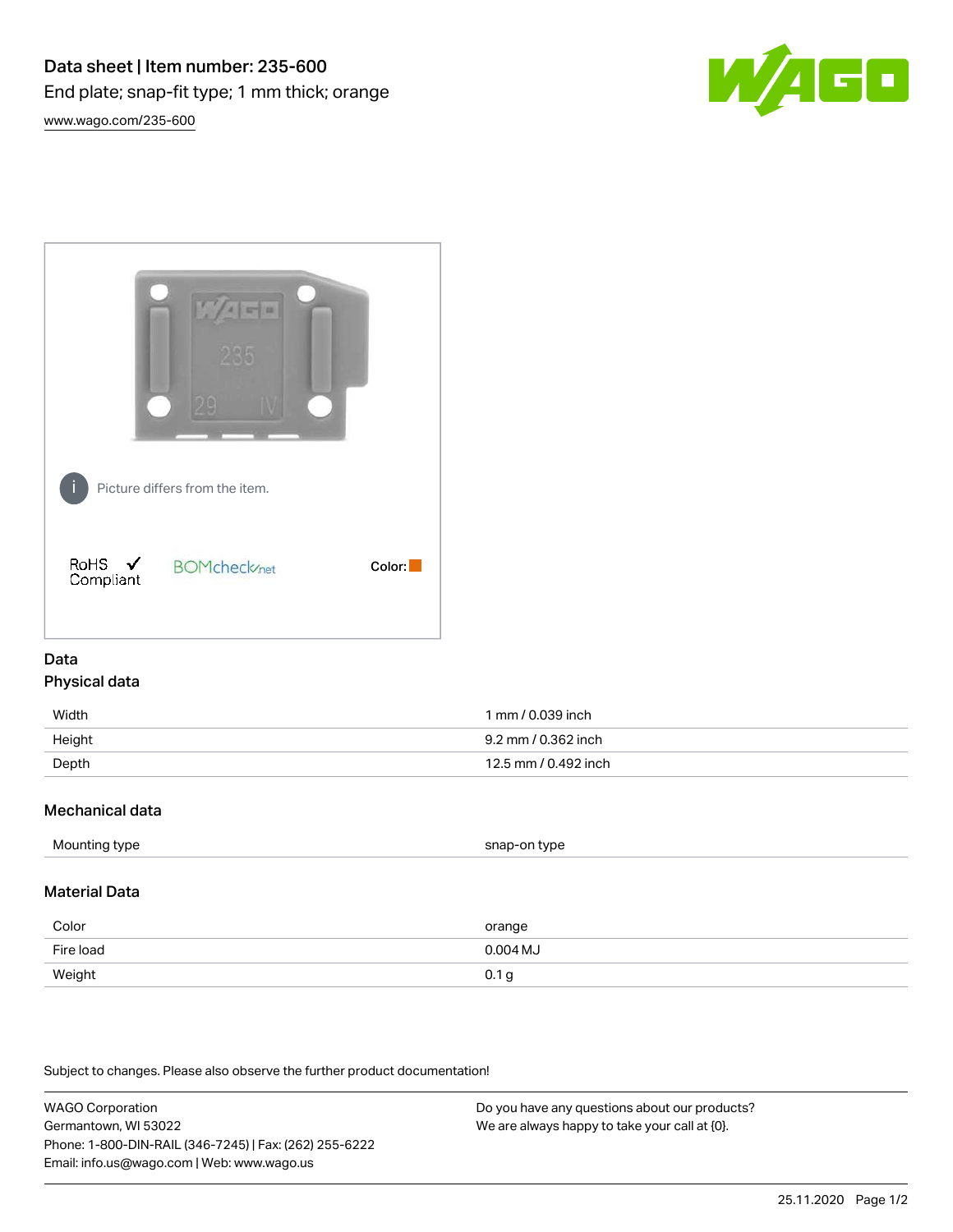# Data sheet | Item number: 235-600

End plate; snap-fit type; 1 mm thick; orange

www.wago.com/235-600

Picture differs from the item.

RoHS ✓ Compliant

BOMcheck.net

Color:

## Data

### Physical data

| | |
|---|---|
| Width | 1 mm / 0.039 inch |
| Height | 9.2 mm / 0.362 inch |
| Depth | 12.5 mm / 0.492 inch |

### Mechanical data

| | |
|---|---|
| Mounting type | snap-on type |

### Material Data

| | |
|---|---|
| Color | orange |
| Fire load | 0.004 MJ |
| Weight | 0.1 g |

Subject to changes. Please also observe the further product documentation!

WAGO Corporation
Germantown, WI 53022
Phone: 1-800-DIN-RAIL (346-7245) | Fax: (262) 255-6222
Email: info.us@wago.com | Web: www.wago.us

Do you have any questions about our products?
We are always happy to take your call at {0}.

25.11.2020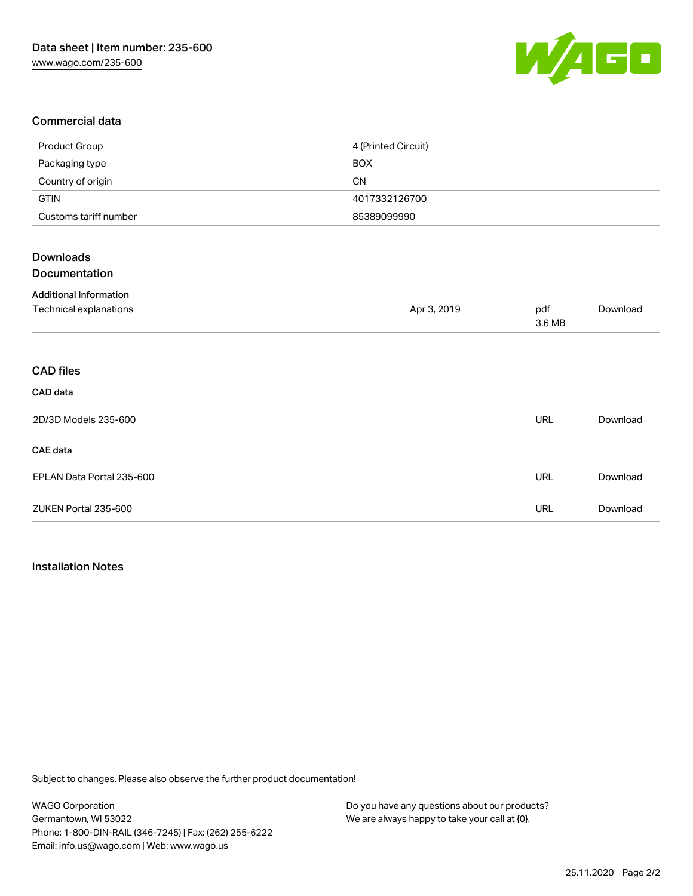## Commercial data

| | |
|---|---|
| Product Group | 4 (Printed Circuit) |
| Packaging type | BOX |
| Country of origin | CN |
| GTIN | 4017332126700 |
| Customs tariff number | 85389099990 |

## Downloads
## Documentation

### Additional Information

| | | | |
|---|---|---|---|
| Technical explanations | Apr 3, 2019 | pdf 3.6 MB | Download |

## CAD files

### CAD data

| | | |
|---|---|---|
| 2D/3D Models 235-600 | URL | Download |

### CAE data

| | | |
|---|---|---|
| EPLAN Data Portal 235-600 | URL | Download |
| ZUKEN Portal 235-600 | URL | Download |

## Installation Notes

Subject to changes. Please also observe the further product documentation!

WAGO Corporation
Germantown, WI 53022
Phone: 1-800-DIN-RAIL (346-7245) | Fax: (262) 255-6222
Email: info.us@wago.com | Web: www.wago.us

Do you have any questions about our products?
We are always happy to take your call at {0}.